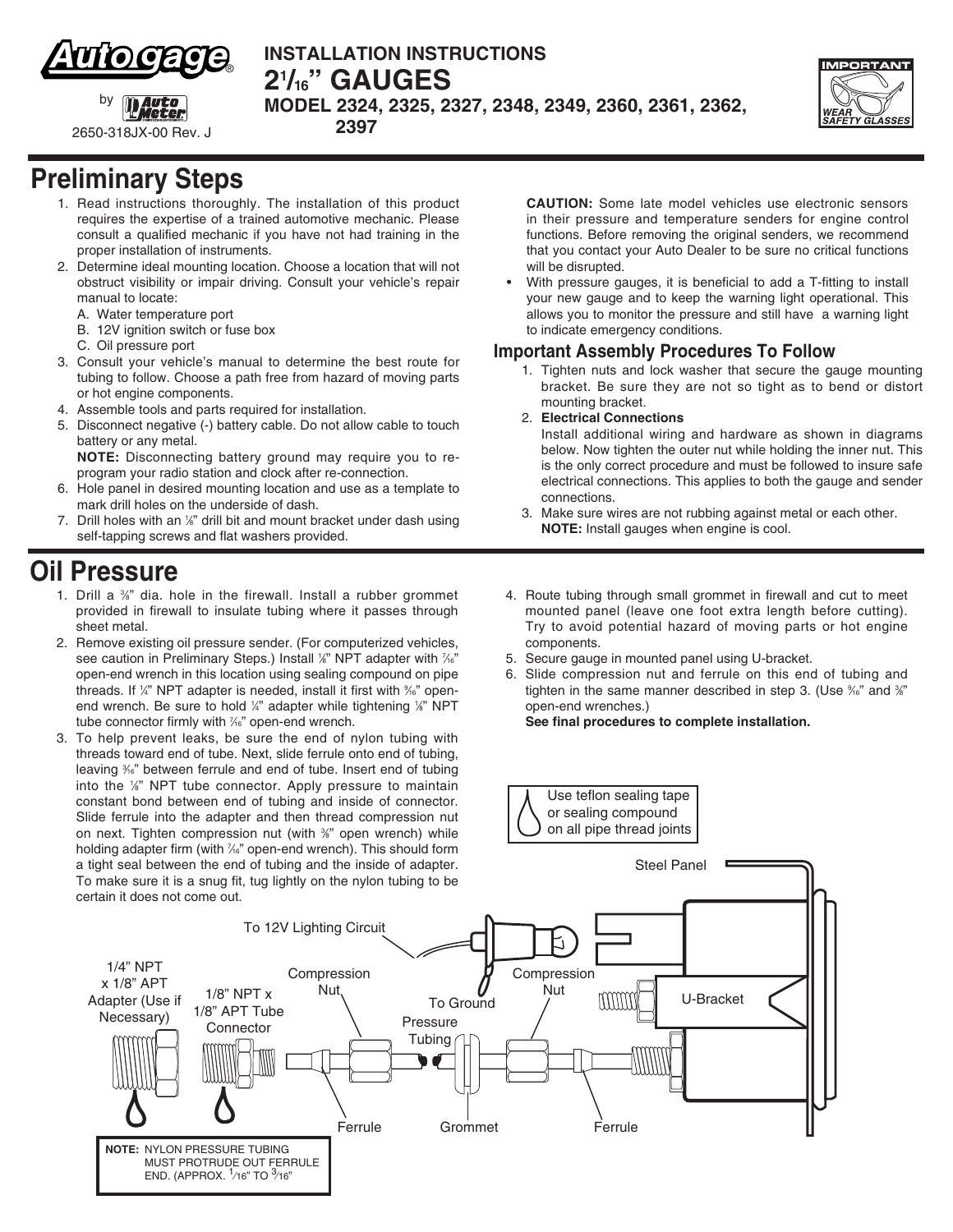# INSTALLATION INSTRUCTIONS

# 2 1/16" GAUGES

**MODEL 2324, 2325, 2327, 2348, 2349, 2360, 2361, 2362, 2397**

Autogage® by Auto Meter

2650-318JX-00 Rev. J

IMPORTANT — WEAR SAFETY GLASSES

## Preliminary Steps

1. Read instructions thoroughly. The installation of this product requires the expertise of a trained automotive mechanic. Please consult a qualified mechanic if you have not had training in the proper installation of instruments.
2. Determine ideal mounting location. Choose a location that will not obstruct visibility or impair driving. Consult your vehicle's repair manual to locate:
   A. Water temperature port
   B. 12V ignition switch or fuse box
   C. Oil pressure port
3. Consult your vehicle's manual to determine the best route for tubing to follow. Choose a path free from hazard of moving parts or hot engine components.
4. Assemble tools and parts required for installation.
5. Disconnect negative (-) battery cable. Do not allow cable to touch battery or any metal.
   **NOTE:** Disconnecting battery ground may require you to re-program your radio station and clock after re-connection.
6. Hole panel in desired mounting location and use as a template to mark drill holes on the underside of dash.
7. Drill holes with an 1/8" drill bit and mount bracket under dash using self-tapping screws and flat washers provided.

**CAUTION:** Some late model vehicles use electronic sensors in their pressure and temperature senders for engine control functions. Before removing the original senders, we recommend that you contact your Auto Dealer to be sure no critical functions will be disrupted.

- With pressure gauges, it is beneficial to add a T-fitting to install your new gauge and to keep the warning light operational. This allows you to monitor the pressure and still have a warning light to indicate emergency conditions.

### Important Assembly Procedures To Follow

1. Tighten nuts and lock washer that secure the gauge mounting bracket. Be sure they are not so tight as to bend or distort mounting bracket.
2. **Electrical Connections**
   Install additional wiring and hardware as shown in diagrams below. Now tighten the outer nut while holding the inner nut. This is the only correct procedure and must be followed to insure safe electrical connections. This applies to both the gauge and sender connections.
3. Make sure wires are not rubbing against metal or each other.
   **NOTE:** Install gauges when engine is cool.

## Oil Pressure

1. Drill a 3/8" dia. hole in the firewall. Install a rubber grommet provided in firewall to insulate tubing where it passes through sheet metal.
2. Remove existing oil pressure sender. (For computerized vehicles, see caution in Preliminary Steps.) Install 1/8" NPT adapter with 7/16" open-end wrench in this location using sealing compound on pipe threads. If 1/4" NPT adapter is needed, install it first with 9/16" open-end wrench. Be sure to hold 1/4" adapter while tightening 1/8" NPT tube connector firmly with 7/16" open-end wrench.
3. To help prevent leaks, be sure the end of nylon tubing with threads toward end of tube. Next, slide ferrule onto end of tubing, leaving 3/16" between ferrule and end of tube. Insert end of tubing into the 1/8" NPT tube connector. Apply pressure to maintain constant bond between end of tubing and inside of connector. Slide ferrule into the adapter and then thread compression nut on next. Tighten compression nut (with 3/8" open wrench) while holding adapter firm (with 7/16" open-end wrench). This should form a tight seal between the end of tubing and the inside of adapter. To make sure it is a snug fit, tug lightly on the nylon tubing to be certain it does not come out.
4. Route tubing through small grommet in firewall and cut to meet mounted panel (leave one foot extra length before cutting). Try to avoid potential hazard of moving parts or hot engine components.
5. Secure gauge in mounted panel using U-bracket.
6. Slide compression nut and ferrule on this end of tubing and tighten in the same manner described in step 3. (Use 9/16" and 3/8" open-end wrenches.)
   **See final procedures to complete installation.**

Use teflon sealing tape or sealing compound on all pipe thread joints

Steel Panel · To 12V Lighting Circuit · To Ground · Compression Nut · U-Bracket · 1/4" NPT x 1/8" APT Adapter (Use if Necessary) · 1/8" NPT x 1/8" APT Tube Connector · Compression Nut · Pressure Tubing · Ferrule · Grommet · Ferrule

**NOTE:** NYLON PRESSURE TUBING MUST PROTRUDE OUT FERRULE END. (APPROX. 1/16" TO 3/16")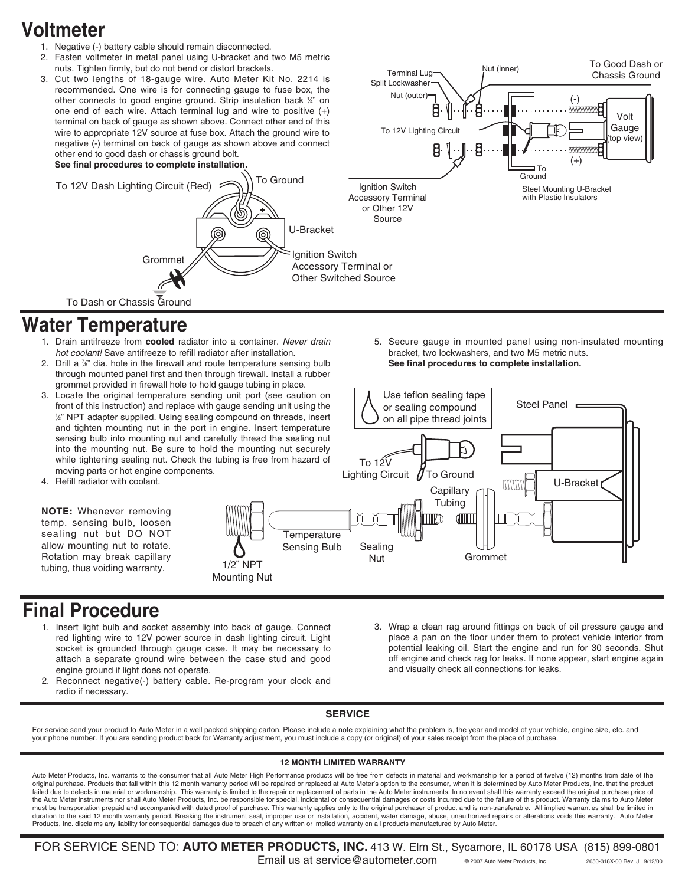# Voltmeter

1. Negative (-) battery cable should remain disconnected.
2. Fasten voltmeter in metal panel using U-bracket and two M5 metric nuts. Tighten firmly, but do not bend or distort brackets.
3. Cut two lengths of 18-gauge wire. Auto Meter Kit No. 2214 is recommended. One wire is for connecting gauge to fuse box, the other connects to good engine ground. Strip insulation back ¼" on one end of each wire. Attach terminal lug and wire to positive (+) terminal on back of gauge as shown above. Connect other end of this wire to appropriate 12V source at fuse box. Attach the ground wire to negative (-) terminal on back of gauge as shown above and connect other end to good dash or chassis ground bolt.
**See final procedures to complete installation.**

To 12V Dash Lighting Circuit (Red)
To Ground
U-Bracket
Grommet
Ignition Switch Accessory Terminal or Other Switched Source
To Dash or Chassis Ground

Terminal Lug
Split Lockwasher
Nut (outer)
Nut (inner)
To Good Dash or Chassis Ground
(-)
Volt Gauge (top view)
(+)
To 12V Lighting Circuit
To Ground
Ignition Switch Accessory Terminal or Other 12V Source
Steel Mounting U-Bracket with Plastic Insulators

# Water Temperature

1. Drain antifreeze from **cooled** radiator into a container. *Never drain hot coolant!* Save antifreeze to refill radiator after installation.
2. Drill a ⅞" dia. hole in the firewall and route temperature sensing bulb through mounted panel first and then through firewall. Install a rubber grommet provided in firewall hole to hold gauge tubing in place.
3. Locate the original temperature sending unit port (see caution on front of this instruction) and replace with gauge sending unit using the ½" NPT adapter supplied. Using sealing compound on threads, insert and tighten mounting nut in the port in engine. Insert temperature sensing bulb into mounting nut and carefully thread the sealing nut into the mounting nut. Be sure to hold the mounting nut securely while tightening sealing nut. Check the tubing is free from hazard of moving parts or hot engine components.
4. Refill radiator with coolant.
5. Secure gauge in mounted panel using non-insulated mounting bracket, two lockwashers, and two M5 metric nuts.
**See final procedures to complete installation.**

**NOTE:** Whenever removing temp. sensing bulb, loosen sealing nut but DO NOT allow mounting nut to rotate. Rotation may break capillary tubing, thus voiding warranty.

Use teflon sealing tape or sealing compound on all pipe thread joints
Steel Panel
To 12V Lighting Circuit
To Ground
U-Bracket
Capillary Tubing
Temperature Sensing Bulb
Sealing Nut
Grommet
1/2" NPT Mounting Nut

# Final Procedure

1. Insert light bulb and socket assembly into back of gauge. Connect red lighting wire to 12V power source in dash lighting circuit. Light socket is grounded through gauge case. It may be necessary to attach a separate ground wire between the case stud and good engine ground if light does not operate.
2. Reconnect negative(-) battery cable. Re-program your clock and radio if necessary.
3. Wrap a clean rag around fittings on back of oil pressure gauge and place a pan on the floor under them to protect vehicle interior from potential leaking oil. Start the engine and run for 30 seconds. Shut off engine and check rag for leaks. If none appear, start engine again and visually check all connections for leaks.

### SERVICE

For service send your product to Auto Meter in a well packed shipping carton. Please include a note explaining what the problem is, the year and model of your vehicle, engine size, etc. and your phone number. If you are sending product back for Warranty adjustment, you must include a copy (or original) of your sales receipt from the place of purchase.

### 12 MONTH LIMITED WARRANTY

Auto Meter Products, Inc. warrants to the consumer that all Auto Meter High Performance products will be free from defects in material and workmanship for a period of twelve (12) months from date of the original purchase. Products that fail within this 12 month warranty period will be repaired or replaced at Auto Meter's option to the consumer, when it is determined by Auto Meter Products, Inc. that the product failed due to defects in material or workmanship. This warranty is limited to the repair or replacement of parts in the Auto Meter instruments. In no event shall this warranty exceed the original purchase price of the Auto Meter instruments nor shall Auto Meter Products, Inc. be responsible for special, incidental or consequential damages or costs incurred due to the failure of this product. Warranty claims to Auto Meter must be transportation prepaid and accompanied with dated proof of purchase. This warranty applies only to the original purchaser of product and is non-transferable. All implied warranties shall be limited in duration to the said 12 month warranty period. Breaking the instrument seal, improper use or installation, accident, water damage, abuse, unauthorized repairs or alterations voids this warranty. Auto Meter Products, Inc. disclaims any liability for consequential damages due to breach of any written or implied warranty on all products manufactured by Auto Meter.

FOR SERVICE SEND TO: **AUTO METER PRODUCTS, INC.** 413 W. Elm St., Sycamore, IL 60178 USA (815) 899-0801
Email us at service@autometer.com

© 2007 Auto Meter Products, Inc. 2650-318X-00 Rev. J 9/12/00